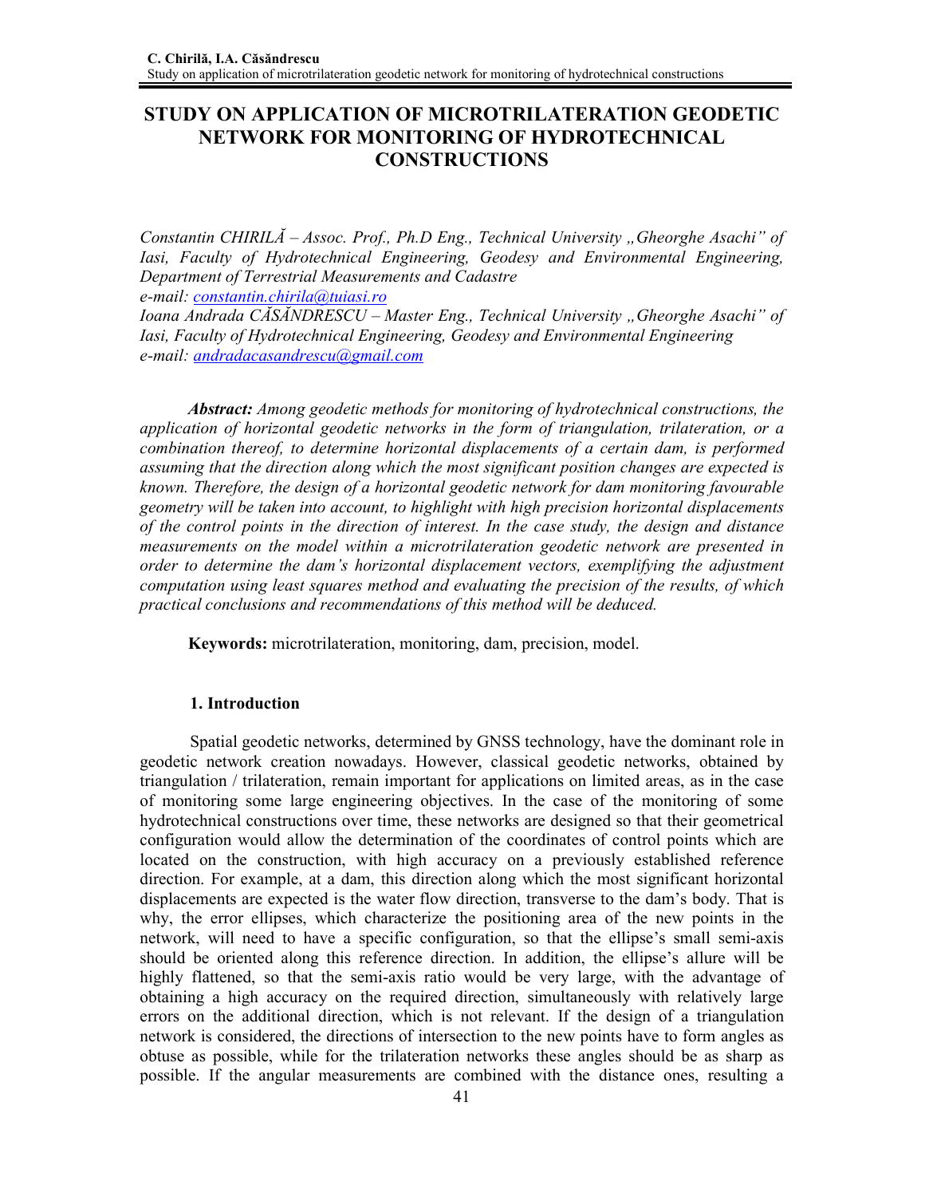# STUDY ON APPLICATION OF MICROTRILATERATION GEODETIC NETWORK FOR MONITORING OF HYDROTECHNICAL CONSTRUCTIONS

*Constantin CHIRILĂ – Assoc. Prof., Ph.D Eng., Technical University „Gheorghe Asachi" of Iasi, Faculty of Hydrotechnical Engineering, Geodesy and Environmental Engineering, Department of Terrestrial Measurements and Cadastre*
*e-mail: constantin.chirila@tuiasi.ro*
*Ioana Andrada CĂSĂNDRESCU – Master Eng., Technical University „Gheorghe Asachi" of Iasi, Faculty of Hydrotechnical Engineering, Geodesy and Environmental Engineering*
*e-mail: andradacasandrescu@gmail.com*

***Abstract:*** *Among geodetic methods for monitoring of hydrotechnical constructions, the application of horizontal geodetic networks in the form of triangulation, trilateration, or a combination thereof, to determine horizontal displacements of a certain dam, is performed assuming that the direction along which the most significant position changes are expected is known. Therefore, the design of a horizontal geodetic network for dam monitoring favourable geometry will be taken into account, to highlight with high precision horizontal displacements of the control points in the direction of interest. In the case study, the design and distance measurements on the model within a microtrilateration geodetic network are presented in order to determine the dam's horizontal displacement vectors, exemplifying the adjustment computation using least squares method and evaluating the precision of the results, of which practical conclusions and recommendations of this method will be deduced.*

**Keywords:** microtrilateration, monitoring, dam, precision, model.

## 1. Introduction

Spatial geodetic networks, determined by GNSS technology, have the dominant role in geodetic network creation nowadays. However, classical geodetic networks, obtained by triangulation / trilateration, remain important for applications on limited areas, as in the case of monitoring some large engineering objectives. In the case of the monitoring of some hydrotechnical constructions over time, these networks are designed so that their geometrical configuration would allow the determination of the coordinates of control points which are located on the construction, with high accuracy on a previously established reference direction. For example, at a dam, this direction along which the most significant horizontal displacements are expected is the water flow direction, transverse to the dam's body. That is why, the error ellipses, which characterize the positioning area of the new points in the network, will need to have a specific configuration, so that the ellipse's small semi-axis should be oriented along this reference direction. In addition, the ellipse's allure will be highly flattened, so that the semi-axis ratio would be very large, with the advantage of obtaining a high accuracy on the required direction, simultaneously with relatively large errors on the additional direction, which is not relevant. If the design of a triangulation network is considered, the directions of intersection to the new points have to form angles as obtuse as possible, while for the trilateration networks these angles should be as sharp as possible. If the angular measurements are combined with the distance ones, resulting a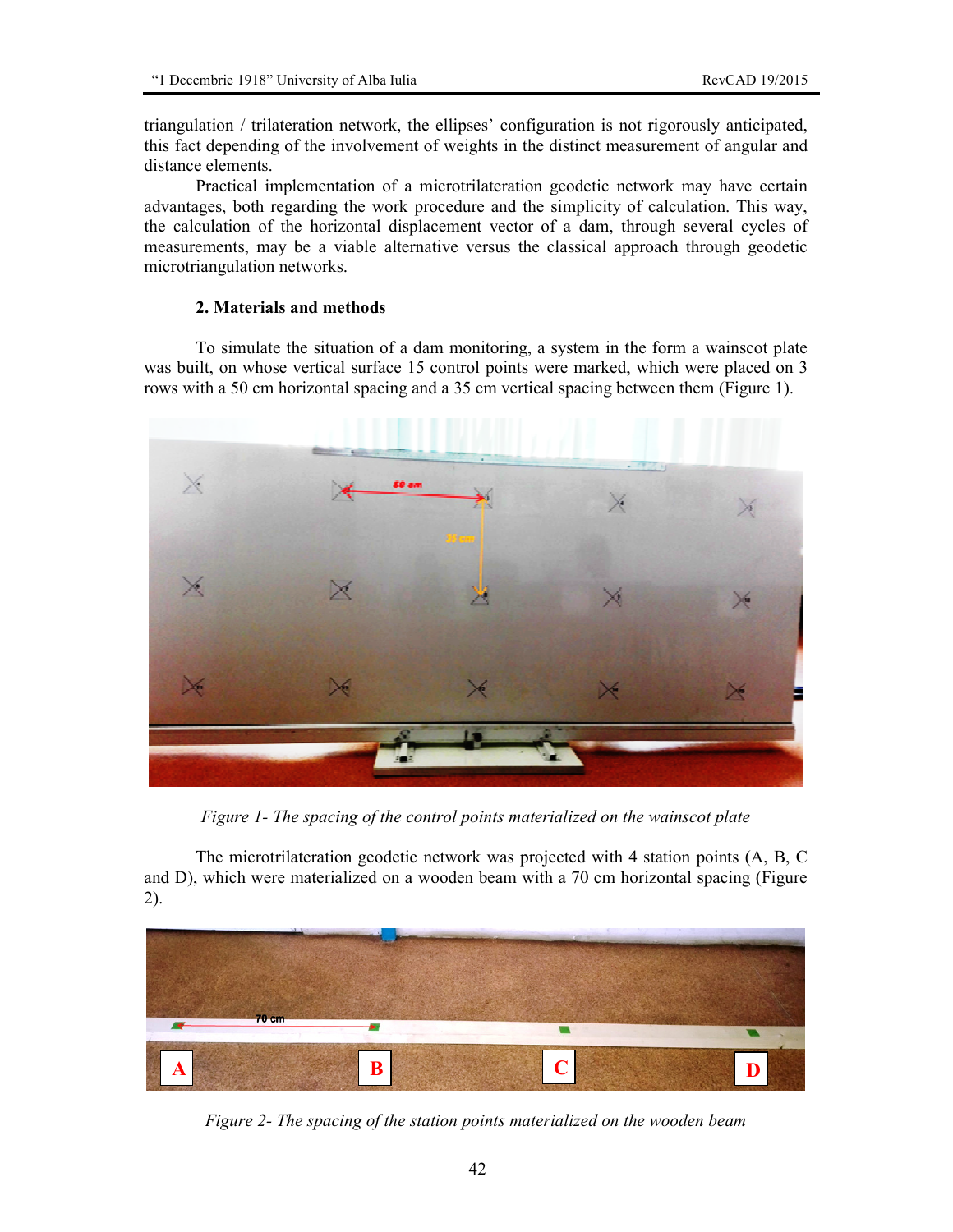triangulation / trilateration network, the ellipses' configuration is not rigorously anticipated, this fact depending of the involvement of weights in the distinct measurement of angular and distance elements.

Practical implementation of a microtrilateration geodetic network may have certain advantages, both regarding the work procedure and the simplicity of calculation. This way, the calculation of the horizontal displacement vector of a dam, through several cycles of measurements, may be a viable alternative versus the classical approach through geodetic microtriangulation networks.

## 2. Materials and methods

To simulate the situation of a dam monitoring, a system in the form a wainscot plate was built, on whose vertical surface 15 control points were marked, which were placed on 3 rows with a 50 cm horizontal spacing and a 35 cm vertical spacing between them (Figure 1).

*Figure 1- The spacing of the control points materialized on the wainscot plate*

The microtrilateration geodetic network was projected with 4 station points (A, B, C and D), which were materialized on a wooden beam with a 70 cm horizontal spacing (Figure 2).

*Figure 2- The spacing of the station points materialized on the wooden beam*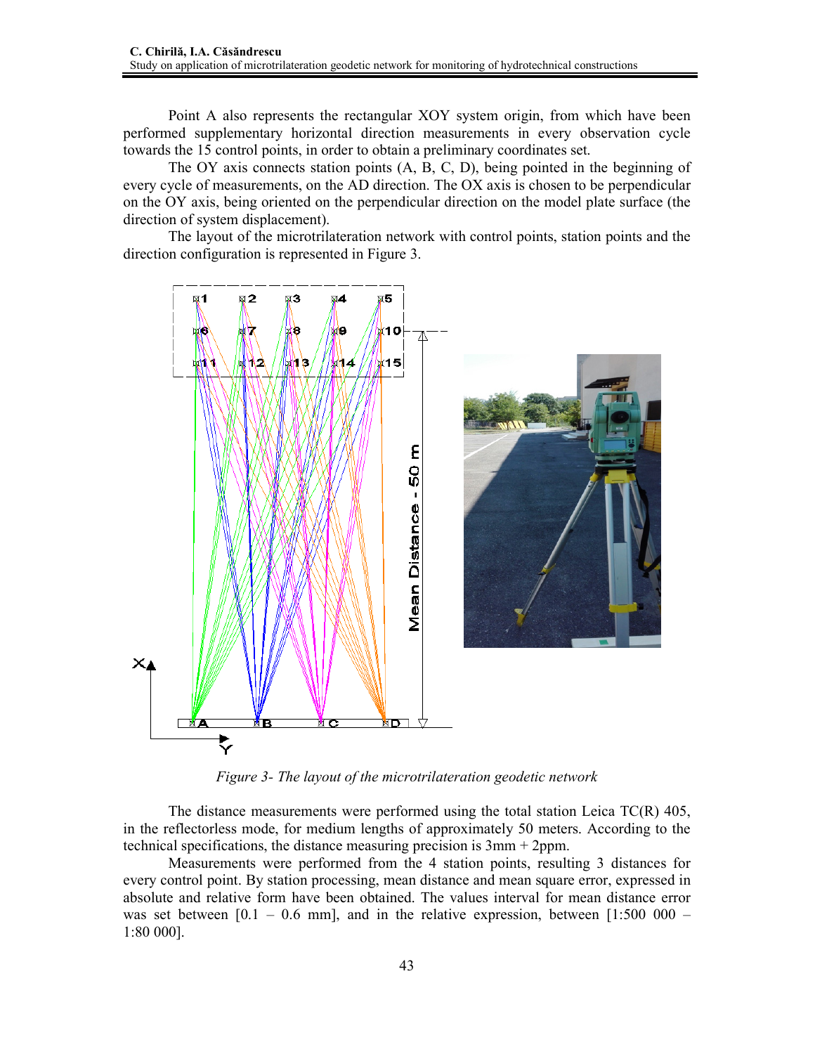Point A also represents the rectangular XOY system origin, from which have been performed supplementary horizontal direction measurements in every observation cycle towards the 15 control points, in order to obtain a preliminary coordinates set.

The OY axis connects station points (A, B, C, D), being pointed in the beginning of every cycle of measurements, on the AD direction. The OX axis is chosen to be perpendicular on the OY axis, being oriented on the perpendicular direction on the model plate surface (the direction of system displacement).

The layout of the microtrilateration network with control points, station points and the direction configuration is represented in Figure 3.

*Figure 3- The layout of the microtrilateration geodetic network*

The distance measurements were performed using the total station Leica TC(R) 405, in the reflectorless mode, for medium lengths of approximately 50 meters. According to the technical specifications, the distance measuring precision is 3mm + 2ppm.

Measurements were performed from the 4 station points, resulting 3 distances for every control point. By station processing, mean distance and mean square error, expressed in absolute and relative form have been obtained. The values interval for mean distance error was set between [0.1 – 0.6 mm], and in the relative expression, between [1:500 000 – 1:80 000].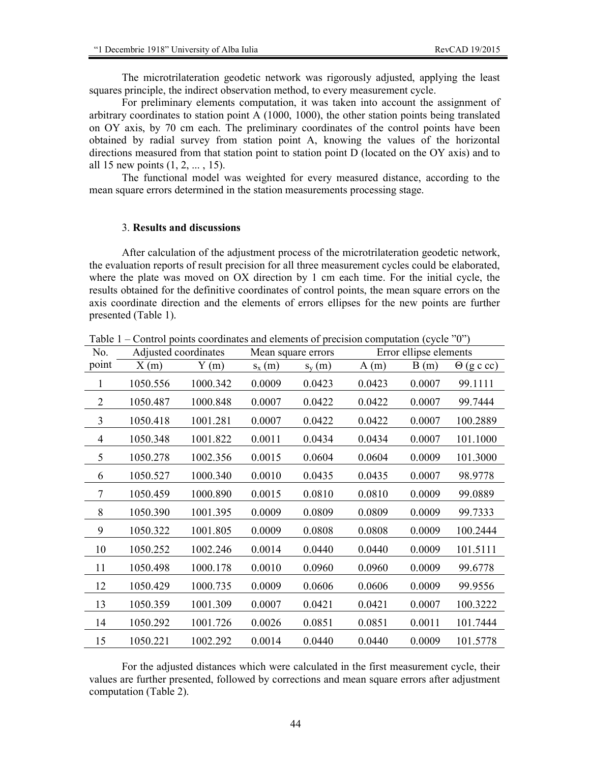The microtrilateration geodetic network was rigorously adjusted, applying the least squares principle, the indirect observation method, to every measurement cycle.

For preliminary elements computation, it was taken into account the assignment of arbitrary coordinates to station point A (1000, 1000), the other station points being translated on OY axis, by 70 cm each. The preliminary coordinates of the control points have been obtained by radial survey from station point A, knowing the values of the horizontal directions measured from that station point to station point D (located on the OY axis) and to all 15 new points (1, 2, ... , 15).

The functional model was weighted for every measured distance, according to the mean square errors determined in the station measurements processing stage.

### 3. **Results and discussions**

After calculation of the adjustment process of the microtrilateration geodetic network, the evaluation reports of result precision for all three measurement cycles could be elaborated, where the plate was moved on OX direction by 1 cm each time. For the initial cycle, the results obtained for the definitive coordinates of control points, the mean square errors on the axis coordinate direction and the elements of errors ellipses for the new points are further presented (Table 1).

Table 1 – Control points coordinates and elements of precision computation (cycle ”0”)

| No. point | Adjusted coordinates | | Mean square errors | | Error ellipse elements | | |
|---|---|---|---|---|---|---|---|
| | X (m) | Y (m) | $s_x$ (m) | $s_y$ (m) | A (m) | B (m) | Θ (g c cc) |
| 1 | 1050.556 | 1000.342 | 0.0009 | 0.0423 | 0.0423 | 0.0007 | 99.1111 |
| 2 | 1050.487 | 1000.848 | 0.0007 | 0.0422 | 0.0422 | 0.0007 | 99.7444 |
| 3 | 1050.418 | 1001.281 | 0.0007 | 0.0422 | 0.0422 | 0.0007 | 100.2889 |
| 4 | 1050.348 | 1001.822 | 0.0011 | 0.0434 | 0.0434 | 0.0007 | 101.1000 |
| 5 | 1050.278 | 1002.356 | 0.0015 | 0.0604 | 0.0604 | 0.0009 | 101.3000 |
| 6 | 1050.527 | 1000.340 | 0.0010 | 0.0435 | 0.0435 | 0.0007 | 98.9778 |
| 7 | 1050.459 | 1000.890 | 0.0015 | 0.0810 | 0.0810 | 0.0009 | 99.0889 |
| 8 | 1050.390 | 1001.395 | 0.0009 | 0.0809 | 0.0809 | 0.0009 | 99.7333 |
| 9 | 1050.322 | 1001.805 | 0.0009 | 0.0808 | 0.0808 | 0.0009 | 100.2444 |
| 10 | 1050.252 | 1002.246 | 0.0014 | 0.0440 | 0.0440 | 0.0009 | 101.5111 |
| 11 | 1050.498 | 1000.178 | 0.0010 | 0.0960 | 0.0960 | 0.0009 | 99.6778 |
| 12 | 1050.429 | 1000.735 | 0.0009 | 0.0606 | 0.0606 | 0.0009 | 99.9556 |
| 13 | 1050.359 | 1001.309 | 0.0007 | 0.0421 | 0.0421 | 0.0007 | 100.3222 |
| 14 | 1050.292 | 1001.726 | 0.0026 | 0.0851 | 0.0851 | 0.0011 | 101.7444 |
| 15 | 1050.221 | 1002.292 | 0.0014 | 0.0440 | 0.0440 | 0.0009 | 101.5778 |

For the adjusted distances which were calculated in the first measurement cycle, their values are further presented, followed by corrections and mean square errors after adjustment computation (Table 2).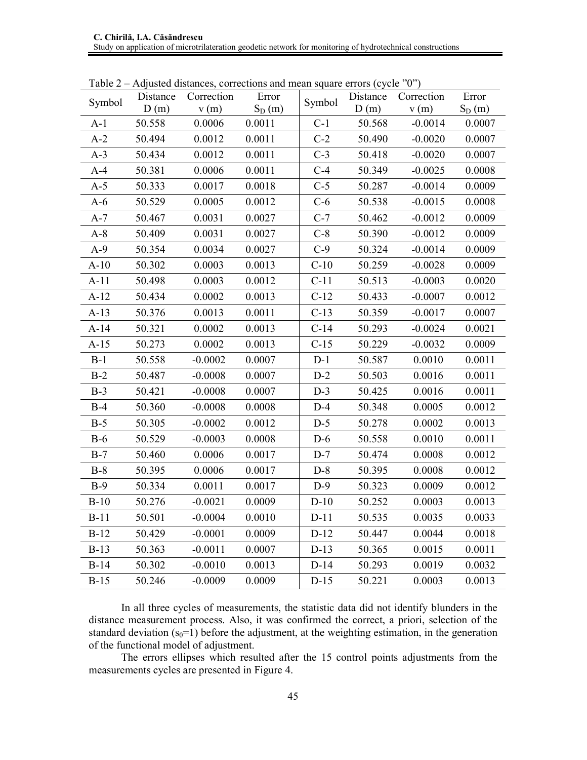Table 2 – Adjusted distances, corrections and mean square errors (cycle ”0”)

| Symbol | Distance D (m) | Correction v (m) | Error $S_D$ (m) | Symbol | Distance D (m) | Correction v (m) | Error $S_D$ (m) |
|---|---|---|---|---|---|---|---|
| A-1 | 50.558 | 0.0006 | 0.0011 | C-1 | 50.568 | -0.0014 | 0.0007 |
| A-2 | 50.494 | 0.0012 | 0.0011 | C-2 | 50.490 | -0.0020 | 0.0007 |
| A-3 | 50.434 | 0.0012 | 0.0011 | C-3 | 50.418 | -0.0020 | 0.0007 |
| A-4 | 50.381 | 0.0006 | 0.0011 | C-4 | 50.349 | -0.0025 | 0.0008 |
| A-5 | 50.333 | 0.0017 | 0.0018 | C-5 | 50.287 | -0.0014 | 0.0009 |
| A-6 | 50.529 | 0.0005 | 0.0012 | C-6 | 50.538 | -0.0015 | 0.0008 |
| A-7 | 50.467 | 0.0031 | 0.0027 | C-7 | 50.462 | -0.0012 | 0.0009 |
| A-8 | 50.409 | 0.0031 | 0.0027 | C-8 | 50.390 | -0.0012 | 0.0009 |
| A-9 | 50.354 | 0.0034 | 0.0027 | C-9 | 50.324 | -0.0014 | 0.0009 |
| A-10 | 50.302 | 0.0003 | 0.0013 | C-10 | 50.259 | -0.0028 | 0.0009 |
| A-11 | 50.498 | 0.0003 | 0.0012 | C-11 | 50.513 | -0.0003 | 0.0020 |
| A-12 | 50.434 | 0.0002 | 0.0013 | C-12 | 50.433 | -0.0007 | 0.0012 |
| A-13 | 50.376 | 0.0013 | 0.0011 | C-13 | 50.359 | -0.0017 | 0.0007 |
| A-14 | 50.321 | 0.0002 | 0.0013 | C-14 | 50.293 | -0.0024 | 0.0021 |
| A-15 | 50.273 | 0.0002 | 0.0013 | C-15 | 50.229 | -0.0032 | 0.0009 |
| B-1 | 50.558 | -0.0002 | 0.0007 | D-1 | 50.587 | 0.0010 | 0.0011 |
| B-2 | 50.487 | -0.0008 | 0.0007 | D-2 | 50.503 | 0.0016 | 0.0011 |
| B-3 | 50.421 | -0.0008 | 0.0007 | D-3 | 50.425 | 0.0016 | 0.0011 |
| B-4 | 50.360 | -0.0008 | 0.0008 | D-4 | 50.348 | 0.0005 | 0.0012 |
| B-5 | 50.305 | -0.0002 | 0.0012 | D-5 | 50.278 | 0.0002 | 0.0013 |
| B-6 | 50.529 | -0.0003 | 0.0008 | D-6 | 50.558 | 0.0010 | 0.0011 |
| B-7 | 50.460 | 0.0006 | 0.0017 | D-7 | 50.474 | 0.0008 | 0.0012 |
| B-8 | 50.395 | 0.0006 | 0.0017 | D-8 | 50.395 | 0.0008 | 0.0012 |
| B-9 | 50.334 | 0.0011 | 0.0017 | D-9 | 50.323 | 0.0009 | 0.0012 |
| B-10 | 50.276 | -0.0021 | 0.0009 | D-10 | 50.252 | 0.0003 | 0.0013 |
| B-11 | 50.501 | -0.0004 | 0.0010 | D-11 | 50.535 | 0.0035 | 0.0033 |
| B-12 | 50.429 | -0.0001 | 0.0009 | D-12 | 50.447 | 0.0044 | 0.0018 |
| B-13 | 50.363 | -0.0011 | 0.0007 | D-13 | 50.365 | 0.0015 | 0.0011 |
| B-14 | 50.302 | -0.0010 | 0.0013 | D-14 | 50.293 | 0.0019 | 0.0032 |
| B-15 | 50.246 | -0.0009 | 0.0009 | D-15 | 50.221 | 0.0003 | 0.0013 |

In all three cycles of measurements, the statistic data did not identify blunders in the distance measurement process. Also, it was confirmed the correct, a priori, selection of the standard deviation ($s_0$=1) before the adjustment, at the weighting estimation, in the generation of the functional model of adjustment.

The errors ellipses which resulted after the 15 control points adjustments from the measurements cycles are presented in Figure 4.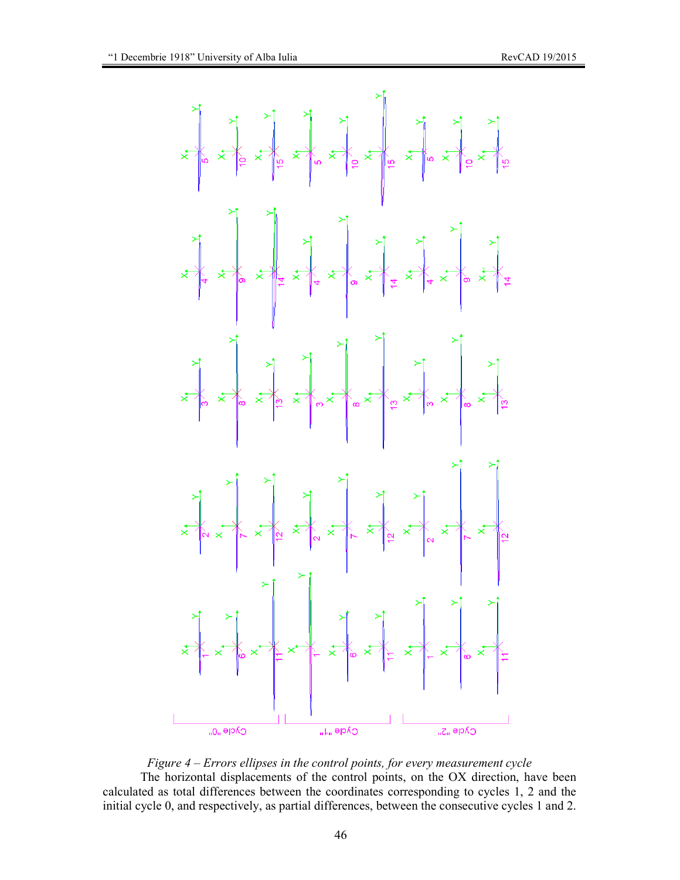*Figure 4 – Errors ellipses in the control points, for every measurement cycle*

The horizontal displacements of the control points, on the OX direction, have been calculated as total differences between the coordinates corresponding to cycles 1, 2 and the initial cycle 0, and respectively, as partial differences, between the consecutive cycles 1 and 2.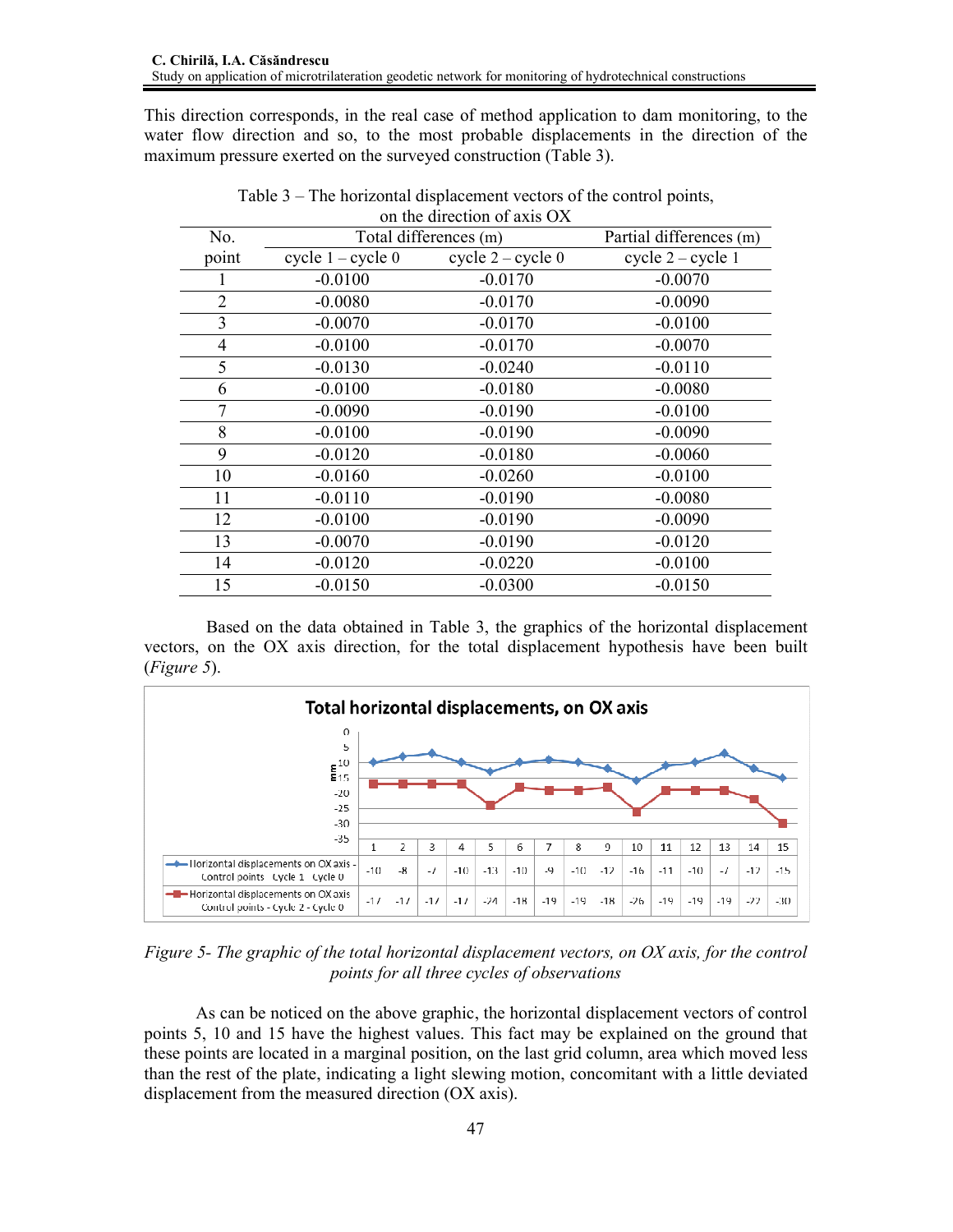This direction corresponds, in the real case of method application to dam monitoring, to the water flow direction and so, to the most probable displacements in the direction of the maximum pressure exerted on the surveyed construction (Table 3).

Table 3 – The horizontal displacement vectors of the control points, on the direction of axis OX

| No. point | Total differences (m) | | Partial differences (m) |
|---|---|---|---|
| | cycle 1 – cycle 0 | cycle 2 – cycle 0 | cycle 2 – cycle 1 |
| 1 | -0.0100 | -0.0170 | -0.0070 |
| 2 | -0.0080 | -0.0170 | -0.0090 |
| 3 | -0.0070 | -0.0170 | -0.0100 |
| 4 | -0.0100 | -0.0170 | -0.0070 |
| 5 | -0.0130 | -0.0240 | -0.0110 |
| 6 | -0.0100 | -0.0180 | -0.0080 |
| 7 | -0.0090 | -0.0190 | -0.0100 |
| 8 | -0.0100 | -0.0190 | -0.0090 |
| 9 | -0.0120 | -0.0180 | -0.0060 |
| 10 | -0.0160 | -0.0260 | -0.0100 |
| 11 | -0.0110 | -0.0190 | -0.0080 |
| 12 | -0.0100 | -0.0190 | -0.0090 |
| 13 | -0.0070 | -0.0190 | -0.0120 |
| 14 | -0.0120 | -0.0220 | -0.0100 |
| 15 | -0.0150 | -0.0300 | -0.0150 |

Based on the data obtained in Table 3, the graphics of the horizontal displacement vectors, on the OX axis direction, for the total displacement hypothesis have been built (*Figure 5*).

**Total horizontal displacements, on OX axis**

| | 1 | 2 | 3 | 4 | 5 | 6 | 7 | 8 | 9 | 10 | 11 | 12 | 13 | 14 | 15 |
|---|---|---|---|---|---|---|---|---|---|---|---|---|---|---|---|
| Horizontal displacements on OX axis - Control points Cycle 1 - Cycle 0 | -10 | -8 | -7 | -10 | -13 | -10 | -9 | -10 | -12 | -16 | -11 | -10 | -7 | -12 | -15 |
| Horizontal displacements on OX axis - Control points - Cycle 2 - Cycle 0 | -17 | -17 | -17 | -17 | -24 | -18 | -19 | -19 | -18 | -26 | -19 | -19 | -19 | -22 | -30 |

*Figure 5- The graphic of the total horizontal displacement vectors, on OX axis, for the control points for all three cycles of observations*

As can be noticed on the above graphic, the horizontal displacement vectors of control points 5, 10 and 15 have the highest values. This fact may be explained on the ground that these points are located in a marginal position, on the last grid column, area which moved less than the rest of the plate, indicating a light slewing motion, concomitant with a little deviated displacement from the measured direction (OX axis).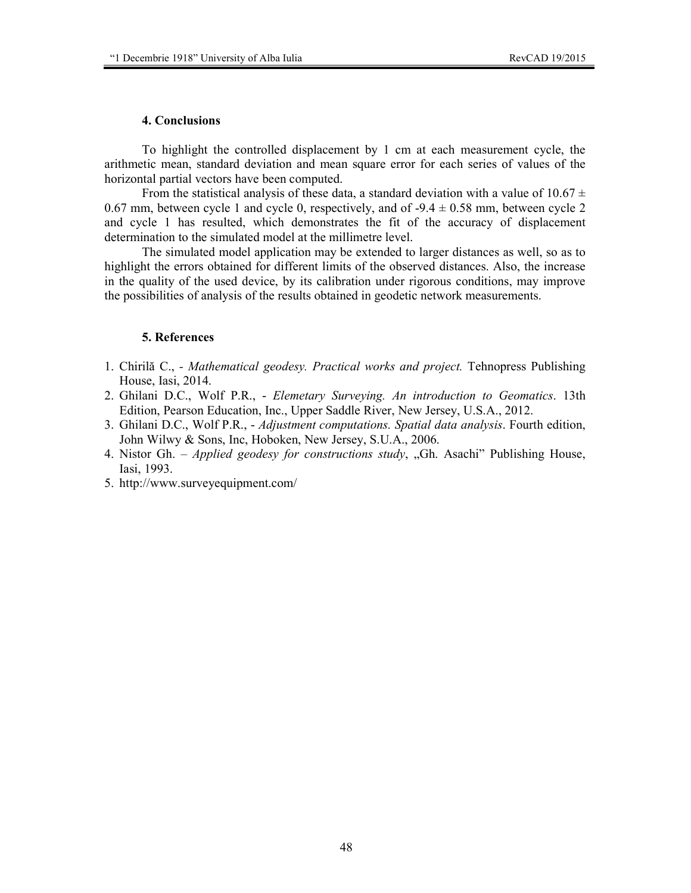## 4. Conclusions

To highlight the controlled displacement by 1 cm at each measurement cycle, the arithmetic mean, standard deviation and mean square error for each series of values of the horizontal partial vectors have been computed.

From the statistical analysis of these data, a standard deviation with a value of $10.67 \pm 0.67$ mm, between cycle 1 and cycle 0, respectively, and of $-9.4 \pm 0.58$ mm, between cycle 2 and cycle 1 has resulted, which demonstrates the fit of the accuracy of displacement determination to the simulated model at the millimetre level.

The simulated model application may be extended to larger distances as well, so as to highlight the errors obtained for different limits of the observed distances. Also, the increase in the quality of the used device, by its calibration under rigorous conditions, may improve the possibilities of analysis of the results obtained in geodetic network measurements.

## 5. References

1. Chirilă C., - *Mathematical geodesy. Practical works and project.* Tehnopress Publishing House, Iasi, 2014.
2. Ghilani D.C., Wolf P.R., - *Elemetary Surveying. An introduction to Geomatics*. 13th Edition, Pearson Education, Inc., Upper Saddle River, New Jersey, U.S.A., 2012.
3. Ghilani D.C., Wolf P.R., - *Adjustment computations. Spatial data analysis*. Fourth edition, John Wilwy & Sons, Inc, Hoboken, New Jersey, S.U.A., 2006.
4. Nistor Gh. – *Applied geodesy for constructions study*, „Gh. Asachi" Publishing House, Iasi, 1993.
5. http://www.surveyequipment.com/